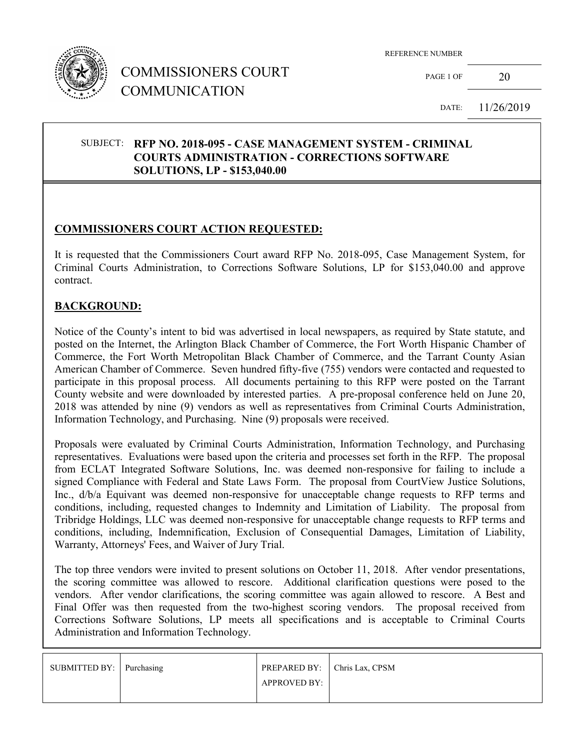# COMMISSIONERS COURT COMMUNICATION

REFERENCE NUMBER

PAGE 1 OF 20

DATE: 11/26/2019

SUBJECT: **RFP NO. 2018-095 - CASE MANAGEMENT SYSTEM - CRIMINAL COURTS ADMINISTRATION - CORRECTIONS SOFTWARE SOLUTIONS, LP - $153,040.00**

## COMMISSIONERS COURT ACTION REQUESTED:

It is requested that the Commissioners Court award RFP No. 2018-095, Case Management System, for Criminal Courts Administration, to Corrections Software Solutions, LP for $153,040.00 and approve contract.

## BACKGROUND:

Notice of the County's intent to bid was advertised in local newspapers, as required by State statute, and posted on the Internet, the Arlington Black Chamber of Commerce, the Fort Worth Hispanic Chamber of Commerce, the Fort Worth Metropolitan Black Chamber of Commerce, and the Tarrant County Asian American Chamber of Commerce. Seven hundred fifty-five (755) vendors were contacted and requested to participate in this proposal process. All documents pertaining to this RFP were posted on the Tarrant County website and were downloaded by interested parties. A pre-proposal conference held on June 20, 2018 was attended by nine (9) vendors as well as representatives from Criminal Courts Administration, Information Technology, and Purchasing. Nine (9) proposals were received.

Proposals were evaluated by Criminal Courts Administration, Information Technology, and Purchasing representatives. Evaluations were based upon the criteria and processes set forth in the RFP. The proposal from ECLAT Integrated Software Solutions, Inc. was deemed non-responsive for failing to include a signed Compliance with Federal and State Laws Form. The proposal from CourtView Justice Solutions, Inc., d/b/a Equivant was deemed non-responsive for unacceptable change requests to RFP terms and conditions, including, requested changes to Indemnity and Limitation of Liability. The proposal from Tribridge Holdings, LLC was deemed non-responsive for unacceptable change requests to RFP terms and conditions, including, Indemnification, Exclusion of Consequential Damages, Limitation of Liability, Warranty, Attorneys' Fees, and Waiver of Jury Trial.

The top three vendors were invited to present solutions on October 11, 2018. After vendor presentations, the scoring committee was allowed to rescore. Additional clarification questions were posed to the vendors. After vendor clarifications, the scoring committee was again allowed to rescore. A Best and Final Offer was then requested from the two-highest scoring vendors. The proposal received from Corrections Software Solutions, LP meets all specifications and is acceptable to Criminal Courts Administration and Information Technology.

| SUBMITTED BY: | Purchasing | PREPARED BY: | Chris Lax, CPSM |
|---|---|---|---|
| | | APPROVED BY: | |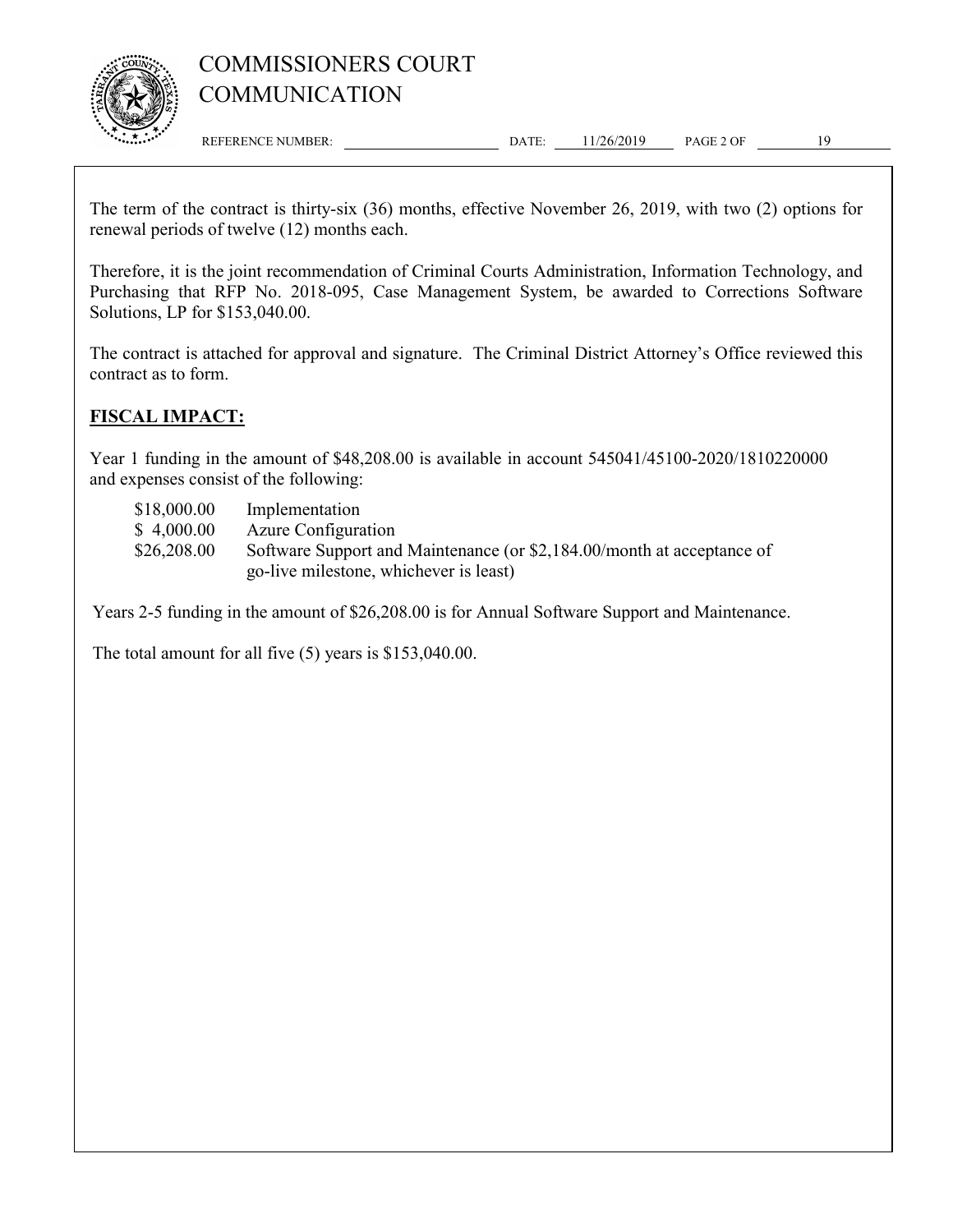The term of the contract is thirty-six (36) months, effective November 26, 2019, with two (2) options for renewal periods of twelve (12) months each.

Therefore, it is the joint recommendation of Criminal Courts Administration, Information Technology, and Purchasing that RFP No. 2018-095, Case Management System, be awarded to Corrections Software Solutions, LP for $153,040.00.

The contract is attached for approval and signature. The Criminal District Attorney's Office reviewed this contract as to form.

## **FISCAL IMPACT:**

Year 1 funding in the amount of $48,208.00 is available in account 545041/45100-2020/1810220000 and expenses consist of the following:

| | |
|---|---|
| $18,000.00 | Implementation |
| $ 4,000.00 | Azure Configuration |
| $26,208.00 | Software Support and Maintenance (or $2,184.00/month at acceptance of go-live milestone, whichever is least) |

Years 2-5 funding in the amount of $26,208.00 is for Annual Software Support and Maintenance.

The total amount for all five (5) years is $153,040.00.